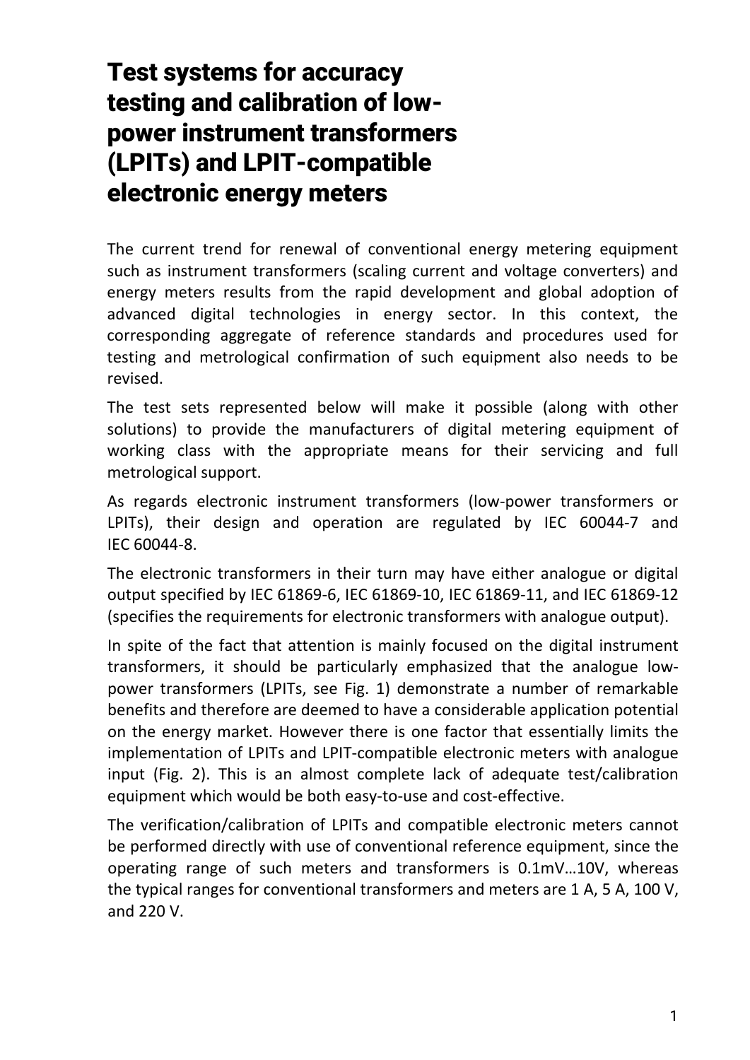# Test systems for accuracy testing and calibration of low-power instrument transformers (LPITs) and LPIT-compatible electronic energy meters

The current trend for renewal of conventional energy metering equipment such as instrument transformers (scaling current and voltage converters) and energy meters results from the rapid development and global adoption of advanced digital technologies in energy sector. In this context, the corresponding aggregate of reference standards and procedures used for testing and metrological confirmation of such equipment also needs to be revised.

The test sets represented below will make it possible (along with other solutions) to provide the manufacturers of digital metering equipment of working class with the appropriate means for their servicing and full metrological support.

As regards electronic instrument transformers (low-power transformers or LPITs), their design and operation are regulated by IEC 60044-7 and IEC 60044-8.

The electronic transformers in their turn may have either analogue or digital output specified by IEC 61869-6, IEC 61869-10, IEC 61869-11, and IEC 61869-12 (specifies the requirements for electronic transformers with analogue output).

In spite of the fact that attention is mainly focused on the digital instrument transformers, it should be particularly emphasized that the analogue low-power transformers (LPITs, see Fig. 1) demonstrate a number of remarkable benefits and therefore are deemed to have a considerable application potential on the energy market. However there is one factor that essentially limits the implementation of LPITs and LPIT-compatible electronic meters with analogue input (Fig. 2). This is an almost complete lack of adequate test/calibration equipment which would be both easy-to-use and cost-effective.

The verification/calibration of LPITs and compatible electronic meters cannot be performed directly with use of conventional reference equipment, since the operating range of such meters and transformers is 0.1mV…10V, whereas the typical ranges for conventional transformers and meters are 1 A, 5 A, 100 V, and 220 V.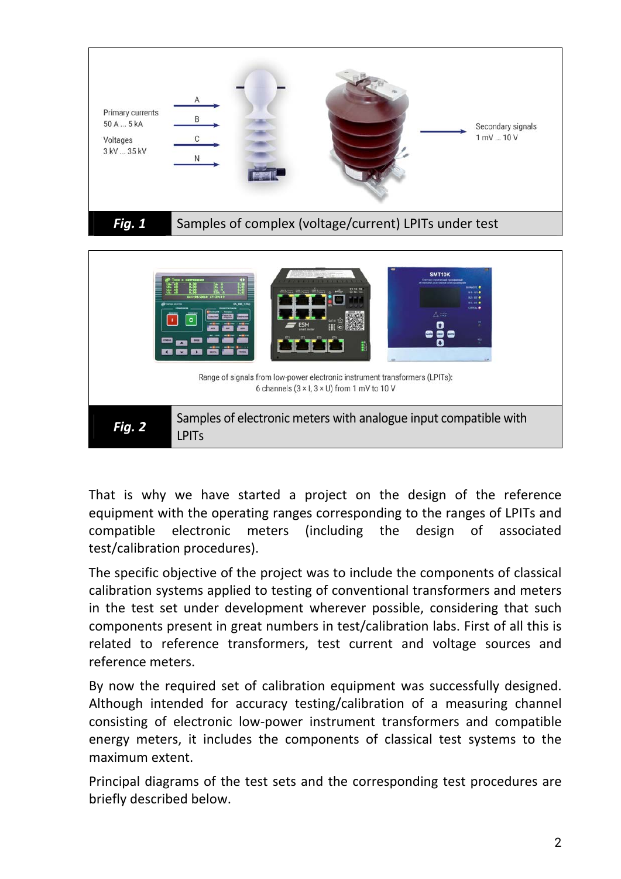Primary currents 50 A ... 5 kA

Voltages 3 kV ... 35 kV

A B C N

Secondary signals 1 mV ... 10 V

**Fig. 1** Samples of complex (voltage/current) LPITs under test

Range of signals from low-power electronic instrument transformers (LPITs): 6 channels (3 × I, 3 × U) from 1 mV to 10 V

**Fig. 2** Samples of electronic meters with analogue input compatible with LPITs

That is why we have started a project on the design of the reference equipment with the operating ranges corresponding to the ranges of LPITs and compatible electronic meters (including the design of associated test/calibration procedures).

The specific objective of the project was to include the components of classical calibration systems applied to testing of conventional transformers and meters in the test set under development wherever possible, considering that such components present in great numbers in test/calibration labs. First of all this is related to reference transformers, test current and voltage sources and reference meters.

By now the required set of calibration equipment was successfully designed. Although intended for accuracy testing/calibration of a measuring channel consisting of electronic low-power instrument transformers and compatible energy meters, it includes the components of classical test systems to the maximum extent.

Principal diagrams of the test sets and the corresponding test procedures are briefly described below.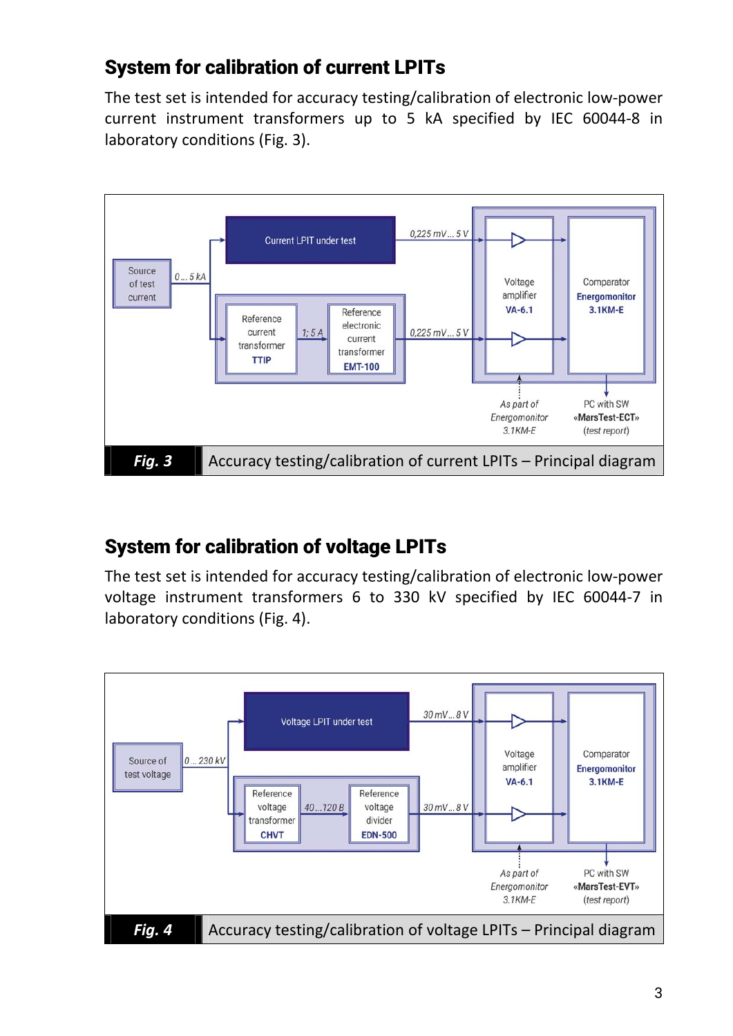## System for calibration of current LPITs

The test set is intended for accuracy testing/calibration of electronic low-power current instrument transformers up to 5 kA specified by IEC 60044-8 in laboratory conditions (Fig. 3).

Source of test current

0 … 5 kA

Current LPIT under test

0,225 mV … 5 V

Reference current transformer **TTIP**

1; 5 A

Reference electronic current transformer **EMT-100**

0,225 mV … 5 V

Voltage amplifier **VA-6.1**

Comparator **Energomonitor 3.1KM-E**

*As part of Energomonitor 3.1KM-E*

PC with SW **«MarsTest-ECT»** *(test report)*

***Fig. 3*** Accuracy testing/calibration of current LPITs – Principal diagram

## System for calibration of voltage LPITs

The test set is intended for accuracy testing/calibration of electronic low-power voltage instrument transformers 6 to 330 kV specified by IEC 60044-7 in laboratory conditions (Fig. 4).

Source of test voltage

0 … 230 kV

Voltage LPIT under test

30 mV … 8 V

Reference voltage transformer **CHVT**

40…120 B

Reference voltage divider **EDN-500**

30 mV … 8 V

Voltage amplifier **VA-6.1**

Comparator **Energomonitor 3.1KM-E**

*As part of Energomonitor 3.1KM-E*

PC with SW **«MarsTest-EVT»** *(test report)*

***Fig. 4*** Accuracy testing/calibration of voltage LPITs – Principal diagram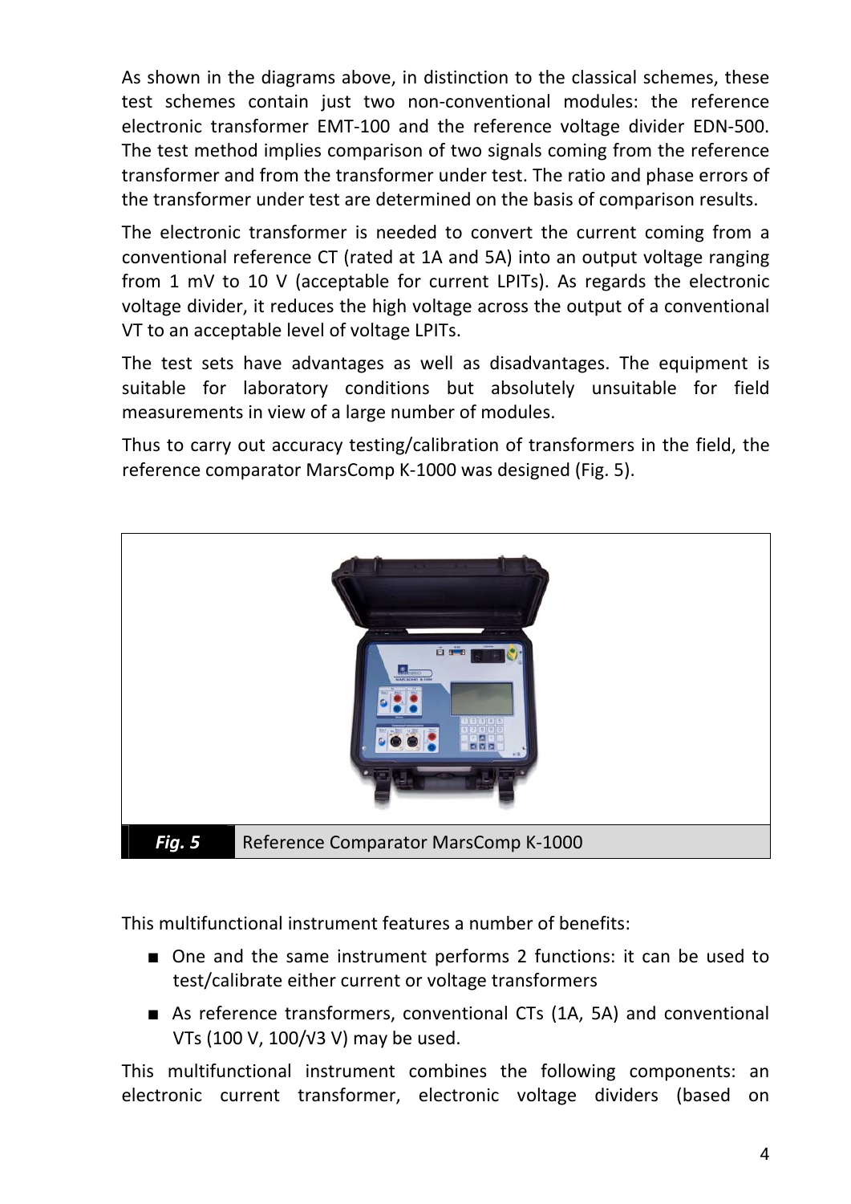As shown in the diagrams above, in distinction to the classical schemes, these test schemes contain just two non-conventional modules: the reference electronic transformer EMT-100 and the reference voltage divider EDN-500. The test method implies comparison of two signals coming from the reference transformer and from the transformer under test. The ratio and phase errors of the transformer under test are determined on the basis of comparison results.

The electronic transformer is needed to convert the current coming from a conventional reference CT (rated at 1A and 5A) into an output voltage ranging from 1 mV to 10 V (acceptable for current LPITs). As regards the electronic voltage divider, it reduces the high voltage across the output of a conventional VT to an acceptable level of voltage LPITs.

The test sets have advantages as well as disadvantages. The equipment is suitable for laboratory conditions but absolutely unsuitable for field measurements in view of a large number of modules.

Thus to carry out accuracy testing/calibration of transformers in the field, the reference comparator MarsComp K-1000 was designed (Fig. 5).

***Fig. 5*** Reference Comparator MarsComp K-1000

This multifunctional instrument features a number of benefits:

- One and the same instrument performs 2 functions: it can be used to test/calibrate either current or voltage transformers
- As reference transformers, conventional CTs (1A, 5A) and conventional VTs (100 V, 100/√3 V) may be used.

This multifunctional instrument combines the following components: an electronic current transformer, electronic voltage dividers (based on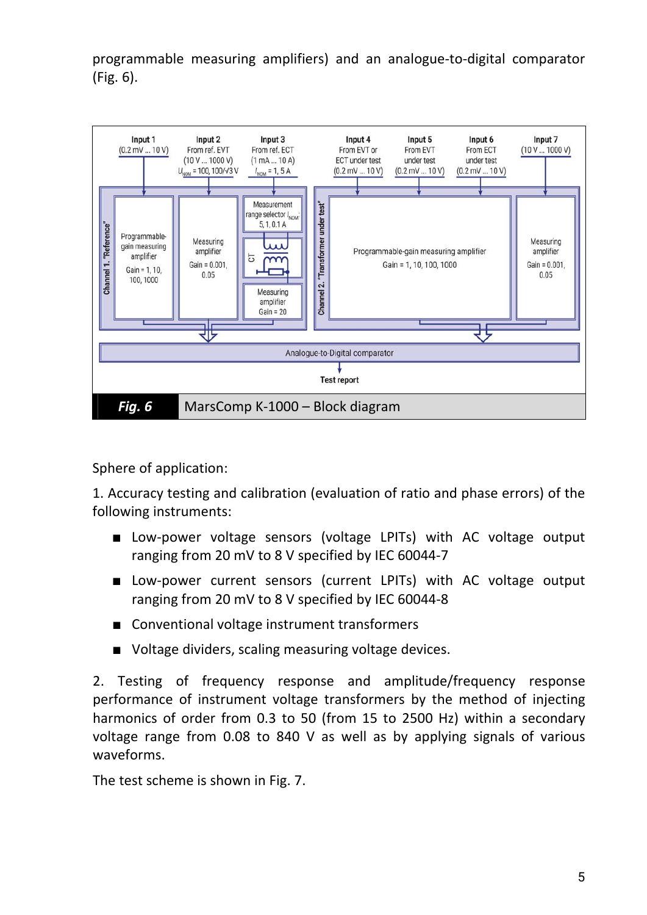programmable measuring amplifiers) and an analogue-to-digital comparator (Fig. 6).

**Fig. 6** MarsComp K-1000 – Block diagram

Sphere of application:

1. Accuracy testing and calibration (evaluation of ratio and phase errors) of the following instruments:

- Low-power voltage sensors (voltage LPITs) with AC voltage output ranging from 20 mV to 8 V specified by IEC 60044-7
- Low-power current sensors (current LPITs) with AC voltage output ranging from 20 mV to 8 V specified by IEC 60044-8
- Conventional voltage instrument transformers
- Voltage dividers, scaling measuring voltage devices.

2. Testing of frequency response and amplitude/frequency response performance of instrument voltage transformers by the method of injecting harmonics of order from 0.3 to 50 (from 15 to 2500 Hz) within a secondary voltage range from 0.08 to 840 V as well as by applying signals of various waveforms.

The test scheme is shown in Fig. 7.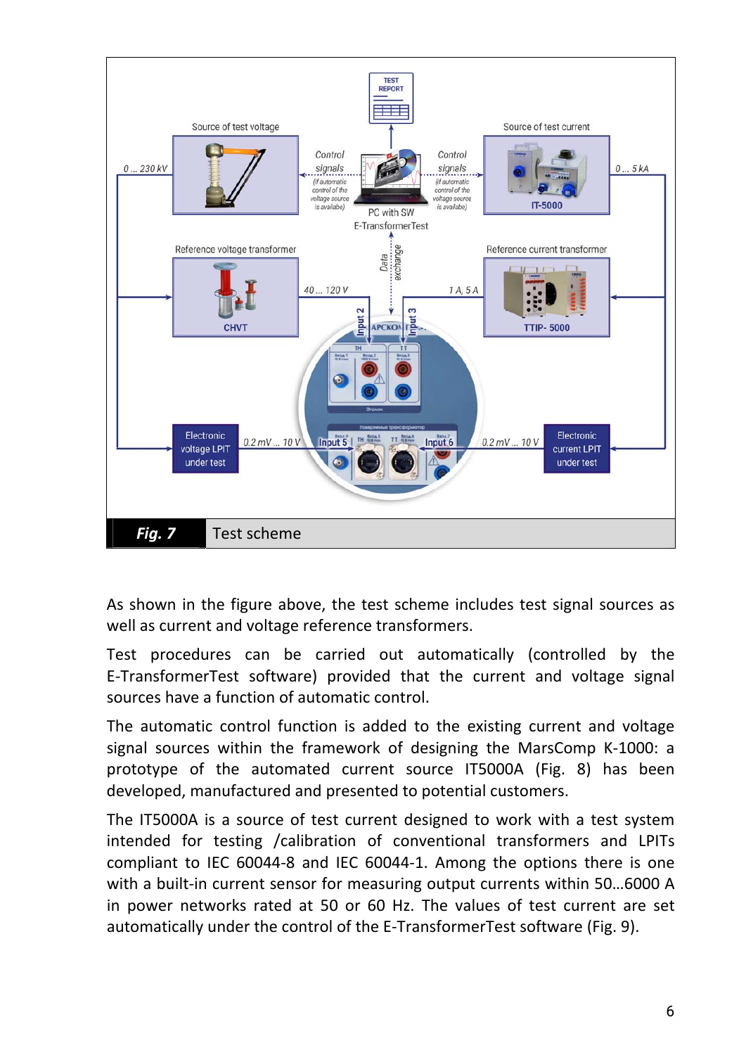**Fig. 7** Test scheme

As shown in the figure above, the test scheme includes test signal sources as well as current and voltage reference transformers.

Test procedures can be carried out automatically (controlled by the E-TransformerTest software) provided that the current and voltage signal sources have a function of automatic control.

The automatic control function is added to the existing current and voltage signal sources within the framework of designing the MarsComp K-1000: a prototype of the automated current source IT5000A (Fig. 8) has been developed, manufactured and presented to potential customers.

The IT5000A is a source of test current designed to work with a test system intended for testing /calibration of conventional transformers and LPITs compliant to IEC 60044-8 and IEC 60044-1. Among the options there is one with a built-in current sensor for measuring output currents within 50…6000 A in power networks rated at 50 or 60 Hz. The values of test current are set automatically under the control of the E-TransformerTest software (Fig. 9).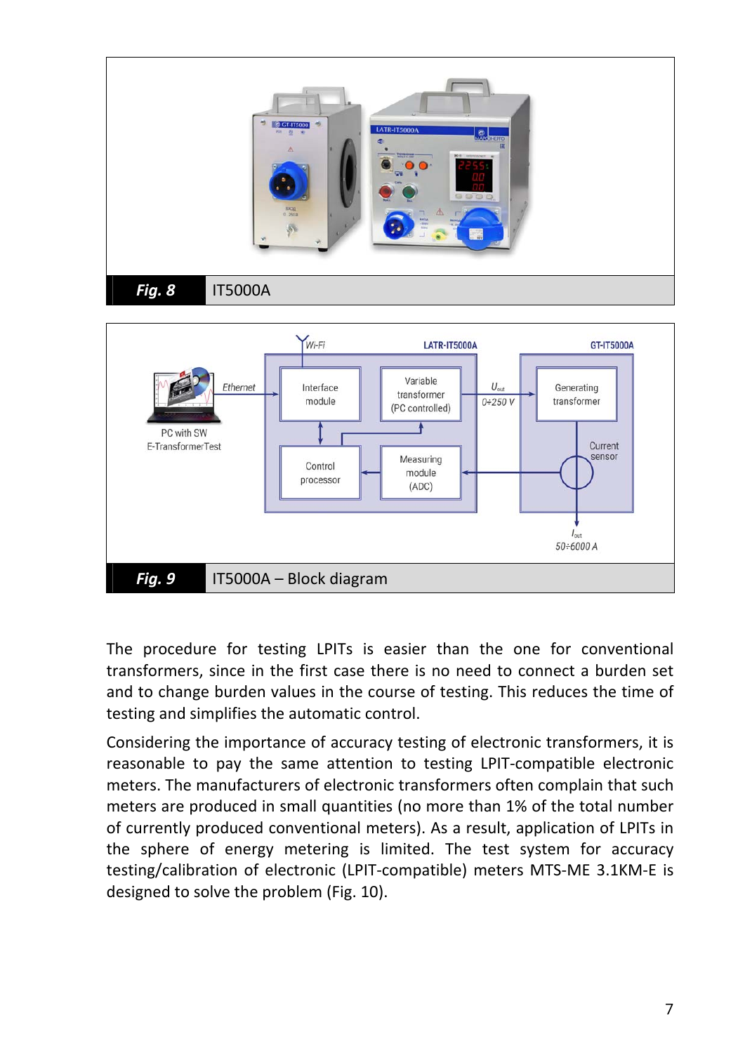Fig. 8 IT5000A

Fig. 9 IT5000A – Block diagram

The procedure for testing LPITs is easier than the one for conventional transformers, since in the first case there is no need to connect a burden set and to change burden values in the course of testing. This reduces the time of testing and simplifies the automatic control.

Considering the importance of accuracy testing of electronic transformers, it is reasonable to pay the same attention to testing LPIT-compatible electronic meters. The manufacturers of electronic transformers often complain that such meters are produced in small quantities (no more than 1% of the total number of currently produced conventional meters). As a result, application of LPITs in the sphere of energy metering is limited. The test system for accuracy testing/calibration of electronic (LPIT-compatible) meters MTS-ME 3.1KM-E is designed to solve the problem (Fig. 10).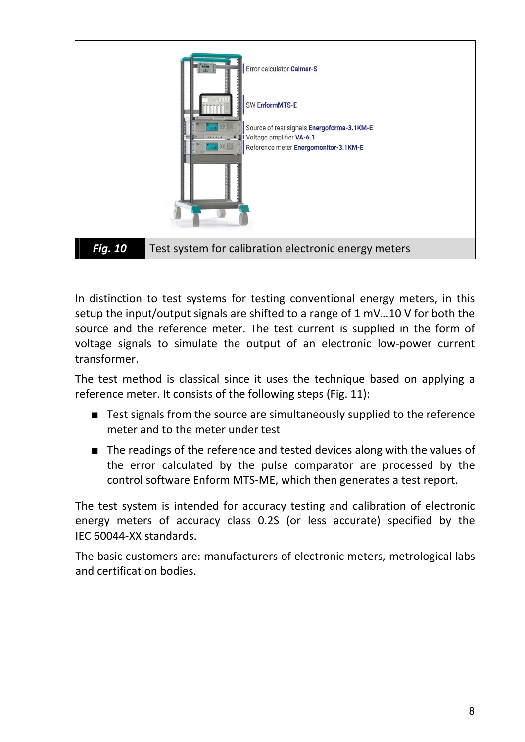Error calculator **Calmar-S**

SW **EnformMTS-E**

Source of test signals **Energoforma-3.1KM-E**
Voltage amplifier **VA-6.1**
Reference meter **Energomonitor-3.1KM-E**

***Fig. 10*** Test system for calibration electronic energy meters

In distinction to test systems for testing conventional energy meters, in this setup the input/output signals are shifted to a range of 1 mV…10 V for both the source and the reference meter. The test current is supplied in the form of voltage signals to simulate the output of an electronic low-power current transformer.

The test method is classical since it uses the technique based on applying a reference meter. It consists of the following steps (Fig. 11):

- Test signals from the source are simultaneously supplied to the reference meter and to the meter under test
- The readings of the reference and tested devices along with the values of the error calculated by the pulse comparator are processed by the control software Enform MTS-ME, which then generates a test report.

The test system is intended for accuracy testing and calibration of electronic energy meters of accuracy class 0.2S (or less accurate) specified by the IEC 60044-XX standards.

The basic customers are: manufacturers of electronic meters, metrological labs and certification bodies.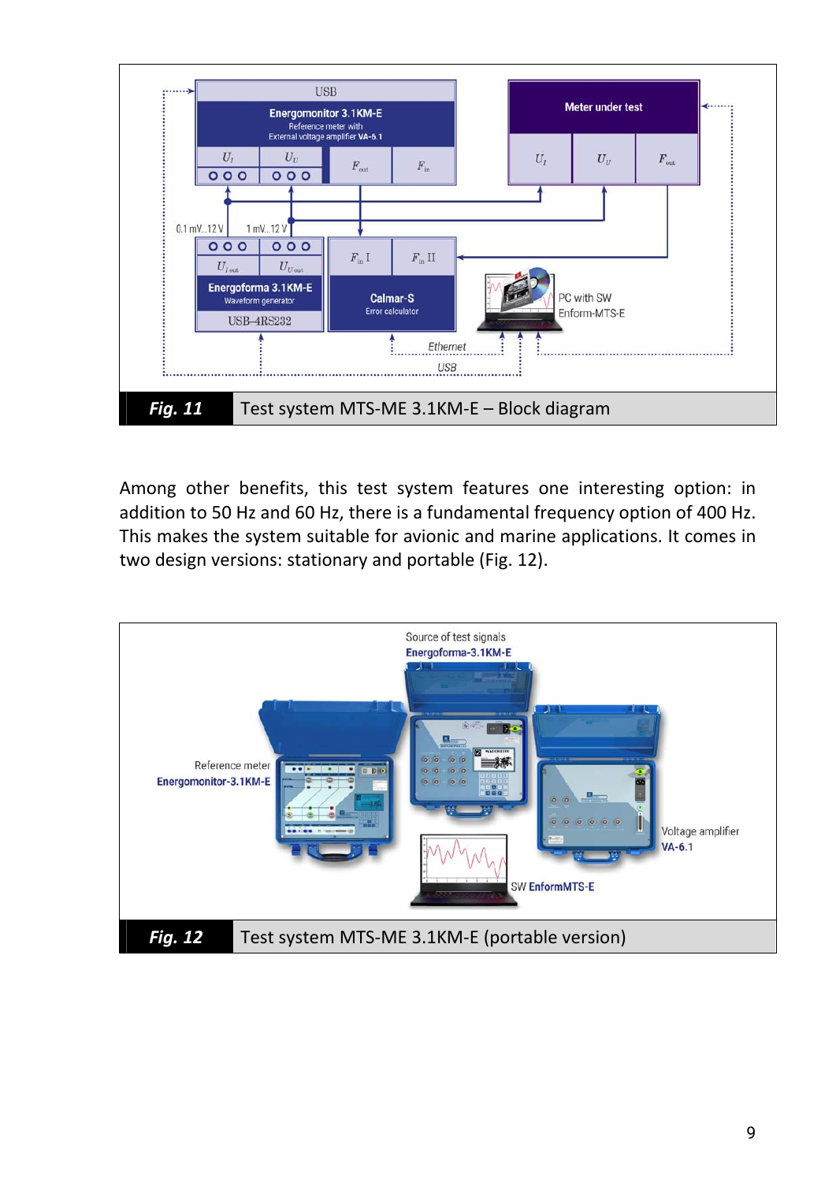**Fig. 11** Test system MTS-ME 3.1KM-E – Block diagram

Among other benefits, this test system features one interesting option: in addition to 50 Hz and 60 Hz, there is a fundamental frequency option of 400 Hz. This makes the system suitable for avionic and marine applications. It comes in two design versions: stationary and portable (Fig. 12).

**Fig. 12** Test system MTS-ME 3.1KM-E (portable version)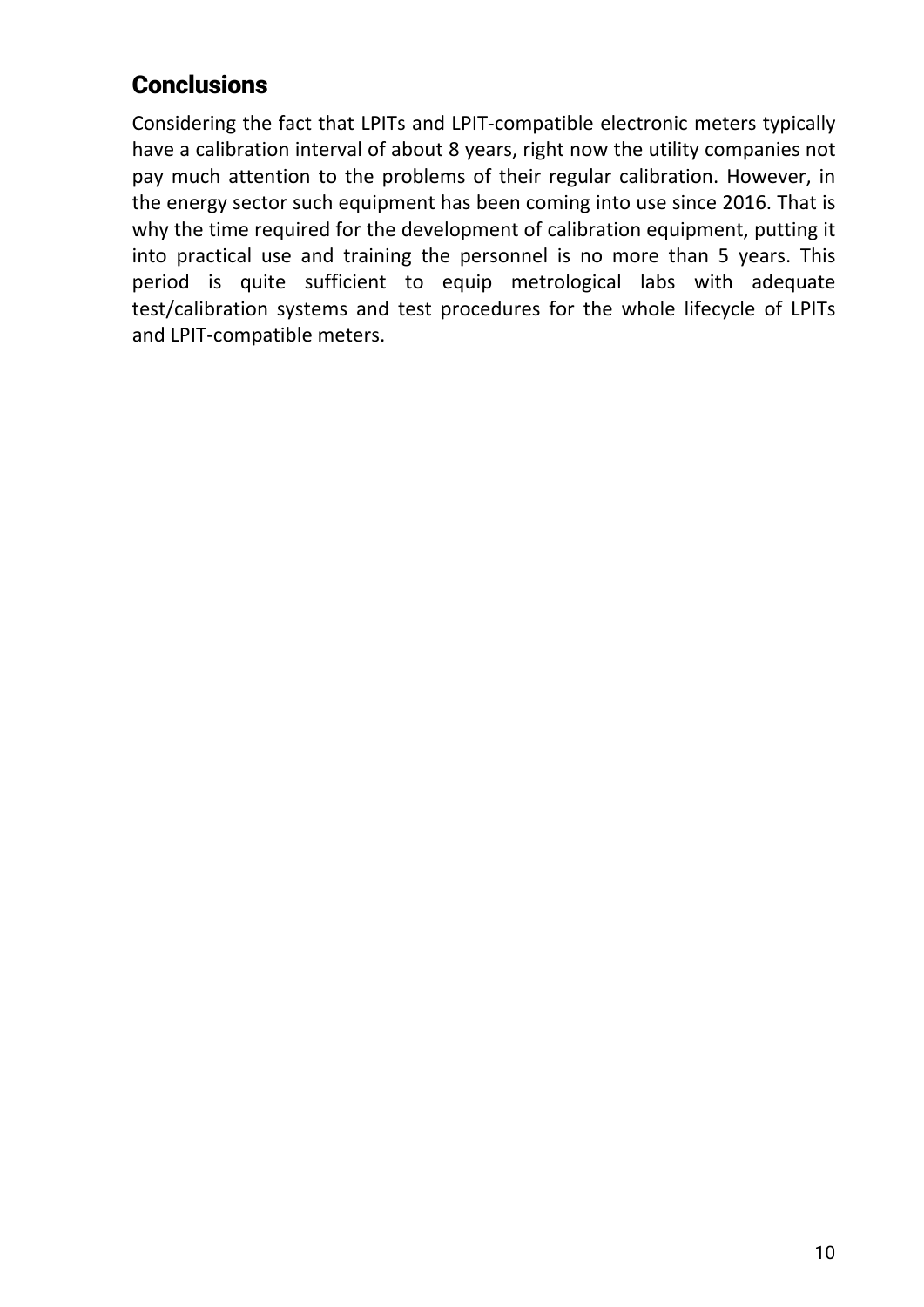## Conclusions

Considering the fact that LPITs and LPIT-compatible electronic meters typically have a calibration interval of about 8 years, right now the utility companies not pay much attention to the problems of their regular calibration. However, in the energy sector such equipment has been coming into use since 2016. That is why the time required for the development of calibration equipment, putting it into practical use and training the personnel is no more than 5 years. This period is quite sufficient to equip metrological labs with adequate test/calibration systems and test procedures for the whole lifecycle of LPITs and LPIT-compatible meters.